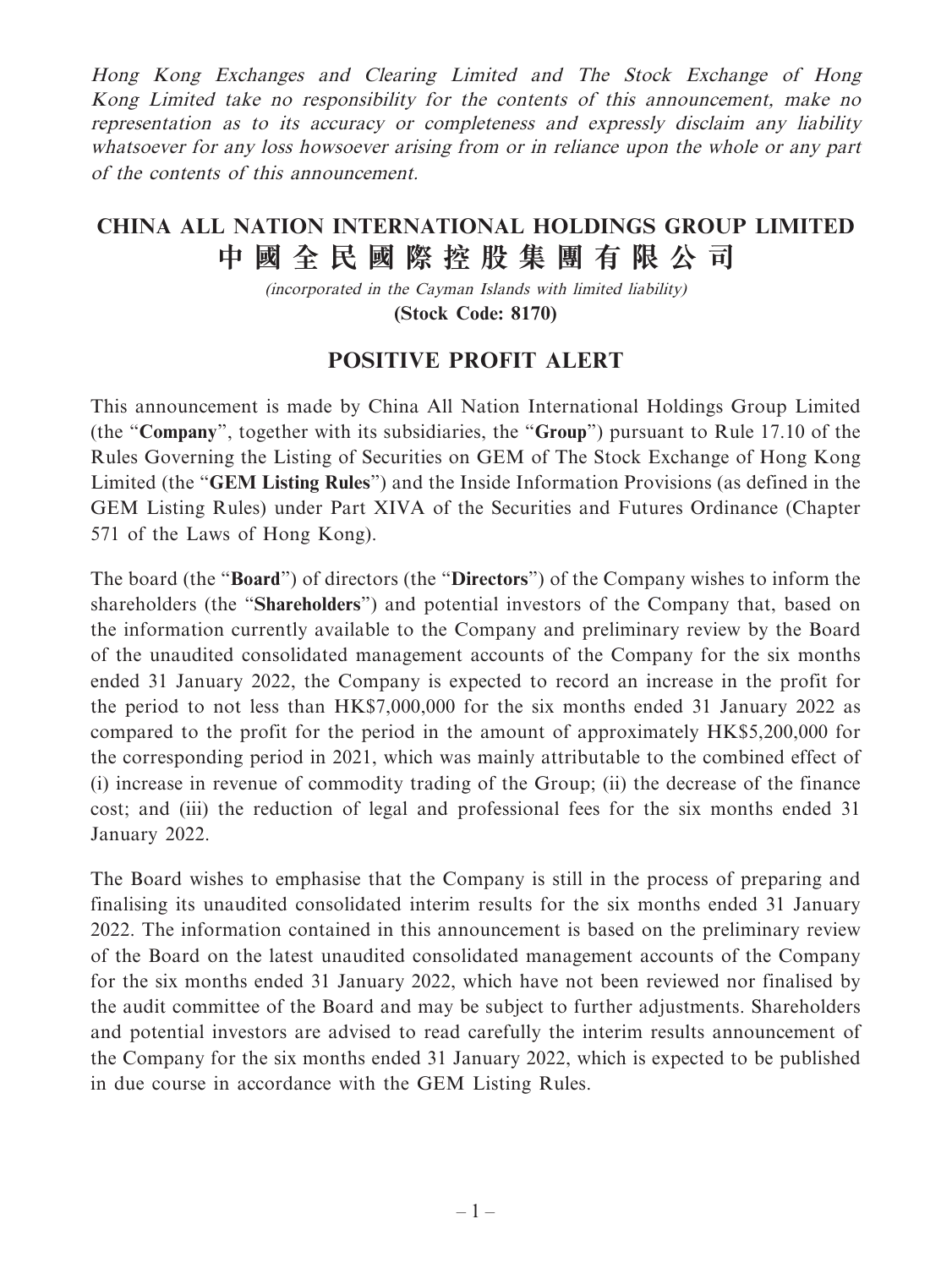*Hong Kong Exchanges and Clearing Limited and The Stock Exchange of Hong Kong Limited take no responsibility for the contents of this announcement, make no representation as to its accuracy or completeness and expressly disclaim any liability whatsoever for any loss howsoever arising from or in reliance upon the whole or any part of the contents of this announcement.*

# CHINA ALL NATION INTERNATIONAL HOLDINGS GROUP LIMITED
# 中國全民國際控股集團有限公司

*(incorporated in the Cayman Islands with limited liability)*

**(Stock Code: 8170)**

## POSITIVE PROFIT ALERT

This announcement is made by China All Nation International Holdings Group Limited (the "**Company**", together with its subsidiaries, the "**Group**") pursuant to Rule 17.10 of the Rules Governing the Listing of Securities on GEM of The Stock Exchange of Hong Kong Limited (the "**GEM Listing Rules**") and the Inside Information Provisions (as defined in the GEM Listing Rules) under Part XIVA of the Securities and Futures Ordinance (Chapter 571 of the Laws of Hong Kong).

The board (the "**Board**") of directors (the "**Directors**") of the Company wishes to inform the shareholders (the "**Shareholders**") and potential investors of the Company that, based on the information currently available to the Company and preliminary review by the Board of the unaudited consolidated management accounts of the Company for the six months ended 31 January 2022, the Company is expected to record an increase in the profit for the period to not less than HK$7,000,000 for the six months ended 31 January 2022 as compared to the profit for the period in the amount of approximately HK$5,200,000 for the corresponding period in 2021, which was mainly attributable to the combined effect of (i) increase in revenue of commodity trading of the Group; (ii) the decrease of the finance cost; and (iii) the reduction of legal and professional fees for the six months ended 31 January 2022.

The Board wishes to emphasise that the Company is still in the process of preparing and finalising its unaudited consolidated interim results for the six months ended 31 January 2022. The information contained in this announcement is based on the preliminary review of the Board on the latest unaudited consolidated management accounts of the Company for the six months ended 31 January 2022, which have not been reviewed nor finalised by the audit committee of the Board and may be subject to further adjustments. Shareholders and potential investors are advised to read carefully the interim results announcement of the Company for the six months ended 31 January 2022, which is expected to be published in due course in accordance with the GEM Listing Rules.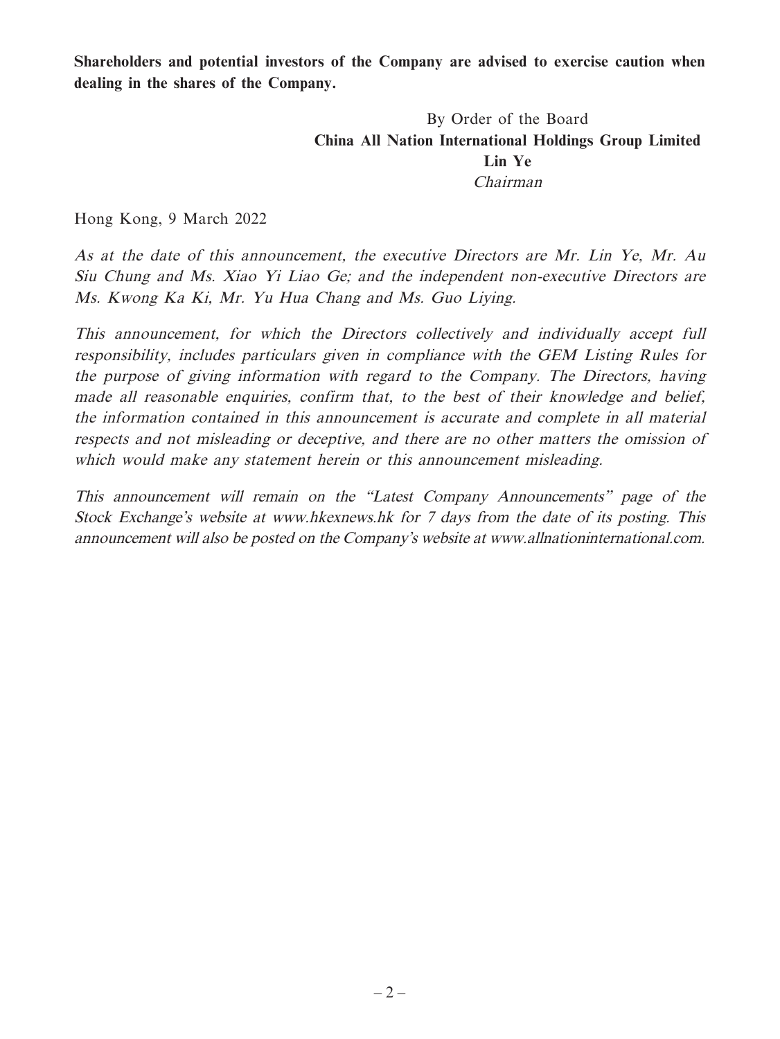**Shareholders and potential investors of the Company are advised to exercise caution when dealing in the shares of the Company.**

By Order of the Board
**China All Nation International Holdings Group Limited**
**Lin Ye**
*Chairman*

Hong Kong, 9 March 2022

*As at the date of this announcement, the executive Directors are Mr. Lin Ye, Mr. Au Siu Chung and Ms. Xiao Yi Liao Ge; and the independent non-executive Directors are Ms. Kwong Ka Ki, Mr. Yu Hua Chang and Ms. Guo Liying.*

*This announcement, for which the Directors collectively and individually accept full responsibility, includes particulars given in compliance with the GEM Listing Rules for the purpose of giving information with regard to the Company. The Directors, having made all reasonable enquiries, confirm that, to the best of their knowledge and belief, the information contained in this announcement is accurate and complete in all material respects and not misleading or deceptive, and there are no other matters the omission of which would make any statement herein or this announcement misleading.*

*This announcement will remain on the "Latest Company Announcements" page of the Stock Exchange's website at www.hkexnews.hk for 7 days from the date of its posting. This announcement will also be posted on the Company's website at www.allnationinternational.com.*